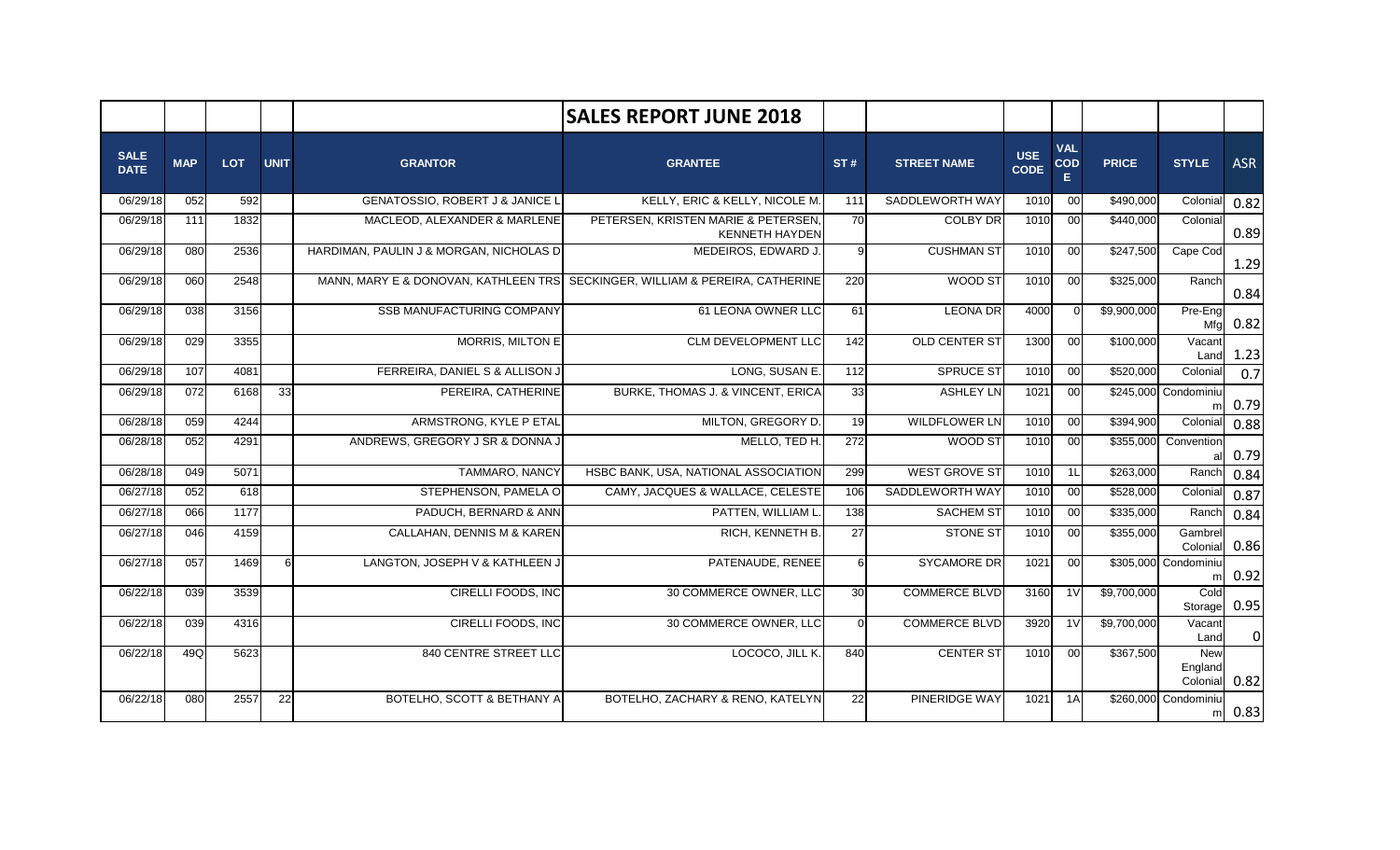# SALES REPORT JUNE 2018

| SALE DATE | MAP | LOT | UNIT | GRANTOR | GRANTEE | ST # | STREET NAME | USE CODE | VAL CODE | PRICE | STYLE | ASR |
|---|---|---|---|---|---|---|---|---|---|---|---|---|
| 06/29/18 | 052 | 592 | | GENATOSSIO, ROBERT J & JANICE L | KELLY, ERIC & KELLY, NICOLE M. | 111 | SADDLEWORTH WAY | 1010 | 00 | $490,000 | Colonial | 0.82 |
| 06/29/18 | 111 | 1832 | | MACLEOD, ALEXANDER & MARLENE | PETERSEN, KRISTEN MARIE & PETERSEN, KENNETH HAYDEN | 70 | COLBY DR | 1010 | 00 | $440,000 | Colonial | 0.89 |
| 06/29/18 | 080 | 2536 | | HARDIMAN, PAULIN J & MORGAN, NICHOLAS D | MEDEIROS, EDWARD J. | 9 | CUSHMAN ST | 1010 | 00 | $247,500 | Cape Cod | 1.29 |
| 06/29/18 | 060 | 2548 | | MANN, MARY E & DONOVAN, KATHLEEN TRS | SECKINGER, WILLIAM & PEREIRA, CATHERINE | 220 | WOOD ST | 1010 | 00 | $325,000 | Ranch | 0.84 |
| 06/29/18 | 038 | 3156 | | SSB MANUFACTURING COMPANY | 61 LEONA OWNER LLC | 61 | LEONA DR | 4000 | 0 | $9,900,000 | Pre-Eng Mfg | 0.82 |
| 06/29/18 | 029 | 3355 | | MORRIS, MILTON E | CLM DEVELOPMENT LLC | 142 | OLD CENTER ST | 1300 | 00 | $100,000 | Vacant Land | 1.23 |
| 06/29/18 | 107 | 4081 | | FERREIRA, DANIEL S & ALLISON J | LONG, SUSAN E. | 112 | SPRUCE ST | 1010 | 00 | $520,000 | Colonial | 0.7 |
| 06/29/18 | 072 | 6168 | 33 | PEREIRA, CATHERINE | BURKE, THOMAS J. & VINCENT, ERICA | 33 | ASHLEY LN | 1021 | 00 | $245,000 | Condominium | 0.79 |
| 06/28/18 | 059 | 4244 | | ARMSTRONG, KYLE P ETAL | MILTON, GREGORY D. | 19 | WILDFLOWER LN | 1010 | 00 | $394,900 | Colonial | 0.88 |
| 06/28/18 | 052 | 4291 | | ANDREWS, GREGORY J SR & DONNA J | MELLO, TED H. | 272 | WOOD ST | 1010 | 00 | $355,000 | Conventional | 0.79 |
| 06/28/18 | 049 | 5071 | | TAMMARO, NANCY | HSBC BANK, USA, NATIONAL ASSOCIATION | 299 | WEST GROVE ST | 1010 | 1L | $263,000 | Ranch | 0.84 |
| 06/27/18 | 052 | 618 | | STEPHENSON, PAMELA O | CAMY, JACQUES & WALLACE, CELESTE | 106 | SADDLEWORTH WAY | 1010 | 00 | $528,000 | Colonial | 0.87 |
| 06/27/18 | 066 | 1177 | | PADUCH, BERNARD & ANN | PATTEN, WILLIAM L. | 138 | SACHEM ST | 1010 | 00 | $335,000 | Ranch | 0.84 |
| 06/27/18 | 046 | 4159 | | CALLAHAN, DENNIS M & KAREN | RICH, KENNETH B. | 27 | STONE ST | 1010 | 00 | $355,000 | Gambrel Colonial | 0.86 |
| 06/27/18 | 057 | 1469 | 6 | LANGTON, JOSEPH V & KATHLEEN J | PATENAUDE, RENEE | 6 | SYCAMORE DR | 1021 | 00 | $305,000 | Condominium | 0.92 |
| 06/22/18 | 039 | 3539 | | CIRELLI FOODS, INC | 30 COMMERCE OWNER, LLC | 30 | COMMERCE BLVD | 3160 | 1V | $9,700,000 | Cold Storage | 0.95 |
| 06/22/18 | 039 | 4316 | | CIRELLI FOODS, INC | 30 COMMERCE OWNER, LLC | 0 | COMMERCE BLVD | 3920 | 1V | $9,700,000 | Vacant Land | 0 |
| 06/22/18 | 49Q | 5623 | | 840 CENTRE STREET LLC | LOCOCO, JILL K. | 840 | CENTER ST | 1010 | 00 | $367,500 | New England Colonial | 0.82 |
| 06/22/18 | 080 | 2557 | 22 | BOTELHO, SCOTT & BETHANY A | BOTELHO, ZACHARY & RENO, KATELYN | 22 | PINERIDGE WAY | 1021 | 1A | $260,000 | Condominium | 0.83 |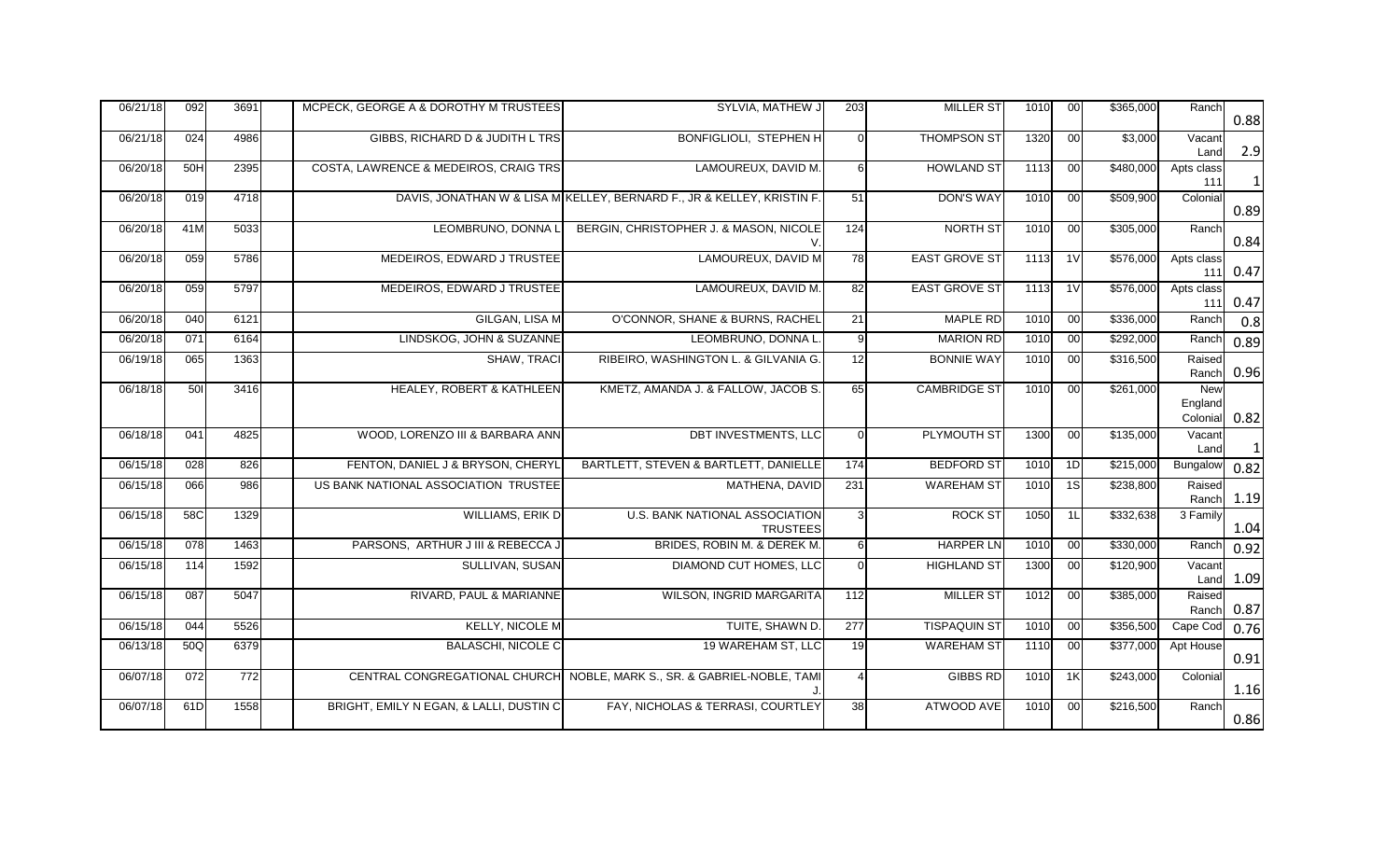| | | | | | | | | | | | | |
|---|---|---|---|---|---|---|---|---|---|---|---|---|
| 06/21/18 | 092 | 3691 | | MCPECK, GEORGE A & DOROTHY M TRUSTEES | SYLVIA, MATHEW J | 203 | MILLER ST | 1010 | 00 | $365,000 | Ranch | 0.88 |
| 06/21/18 | 024 | 4986 | | GIBBS, RICHARD D & JUDITH L TRS | BONFIGLIOLI, STEPHEN H | 0 | THOMPSON ST | 1320 | 00 | $3,000 | Vacant Land | 2.9 |
| 06/20/18 | 50H | 2395 | | COSTA, LAWRENCE & MEDEIROS, CRAIG TRS | LAMOUREUX, DAVID M. | 6 | HOWLAND ST | 1113 | 00 | $480,000 | Apts class 111 | 1 |
| 06/20/18 | 019 | 4718 | | DAVIS, JONATHAN W & LISA M | KELLEY, BERNARD F., JR & KELLEY, KRISTIN F. | 51 | DON'S WAY | 1010 | 00 | $509,900 | Colonial | 0.89 |
| 06/20/18 | 41M | 5033 | | LEOMBRUNO, DONNA L | BERGIN, CHRISTOPHER J. & MASON, NICOLE V. | 124 | NORTH ST | 1010 | 00 | $305,000 | Ranch | 0.84 |
| 06/20/18 | 059 | 5786 | | MEDEIROS, EDWARD J TRUSTEE | LAMOUREUX, DAVID M | 78 | EAST GROVE ST | 1113 | 1V | $576,000 | Apts class 111 | 0.47 |
| 06/20/18 | 059 | 5797 | | MEDEIROS, EDWARD J TRUSTEE | LAMOUREUX, DAVID M. | 82 | EAST GROVE ST | 1113 | 1V | $576,000 | Apts class 111 | 0.47 |
| 06/20/18 | 040 | 6121 | | GILGAN, LISA M | O'CONNOR, SHANE & BURNS, RACHEL | 21 | MAPLE RD | 1010 | 00 | $336,000 | Ranch | 0.8 |
| 06/20/18 | 071 | 6164 | | LINDSKOG, JOHN & SUZANNE | LEOMBRUNO, DONNA L. | 9 | MARION RD | 1010 | 00 | $292,000 | Ranch | 0.89 |
| 06/19/18 | 065 | 1363 | | SHAW, TRACI | RIBEIRO, WASHINGTON L. & GILVANIA G. | 12 | BONNIE WAY | 1010 | 00 | $316,500 | Raised Ranch | 0.96 |
| 06/18/18 | 50I | 3416 | | HEALEY, ROBERT & KATHLEEN | KMETZ, AMANDA J. & FALLOW, JACOB S. | 65 | CAMBRIDGE ST | 1010 | 00 | $261,000 | New England Colonial | 0.82 |
| 06/18/18 | 041 | 4825 | | WOOD, LORENZO III & BARBARA ANN | DBT INVESTMENTS, LLC | 0 | PLYMOUTH ST | 1300 | 00 | $135,000 | Vacant Land | 1 |
| 06/15/18 | 028 | 826 | | FENTON, DANIEL J & BRYSON, CHERYL | BARTLETT, STEVEN & BARTLETT, DANIELLE | 174 | BEDFORD ST | 1010 | 1D | $215,000 | Bungalow | 0.82 |
| 06/15/18 | 066 | 986 | | US BANK NATIONAL ASSOCIATION TRUSTEE | MATHENA, DAVID | 231 | WAREHAM ST | 1010 | 1S | $238,800 | Raised Ranch | 1.19 |
| 06/15/18 | 58C | 1329 | | WILLIAMS, ERIK D | U.S. BANK NATIONAL ASSOCIATION TRUSTEES | 3 | ROCK ST | 1050 | 1L | $332,638 | 3 Family | 1.04 |
| 06/15/18 | 078 | 1463 | | PARSONS, ARTHUR J III & REBECCA J | BRIDES, ROBIN M. & DEREK M. | 6 | HARPER LN | 1010 | 00 | $330,000 | Ranch | 0.92 |
| 06/15/18 | 114 | 1592 | | SULLIVAN, SUSAN | DIAMOND CUT HOMES, LLC | 0 | HIGHLAND ST | 1300 | 00 | $120,900 | Vacant Land | 1.09 |
| 06/15/18 | 087 | 5047 | | RIVARD, PAUL & MARIANNE | WILSON, INGRID MARGARITA | 112 | MILLER ST | 1012 | 00 | $385,000 | Raised Ranch | 0.87 |
| 06/15/18 | 044 | 5526 | | KELLY, NICOLE M | TUITE, SHAWN D. | 277 | TISPAQUIN ST | 1010 | 00 | $356,500 | Cape Cod | 0.76 |
| 06/13/18 | 50Q | 6379 | | BALASCHI, NICOLE C | 19 WAREHAM ST, LLC | 19 | WAREHAM ST | 1110 | 00 | $377,000 | Apt House | 0.91 |
| 06/07/18 | 072 | 772 | | CENTRAL CONGREGATIONAL CHURCH | NOBLE, MARK S., SR. & GABRIEL-NOBLE, TAMI J. | 4 | GIBBS RD | 1010 | 1K | $243,000 | Colonial | 1.16 |
| 06/07/18 | 61D | 1558 | | BRIGHT, EMILY N EGAN, & LALLI, DUSTIN C | FAY, NICHOLAS & TERRASI, COURTLEY | 38 | ATWOOD AVE | 1010 | 00 | $216,500 | Ranch | 0.86 |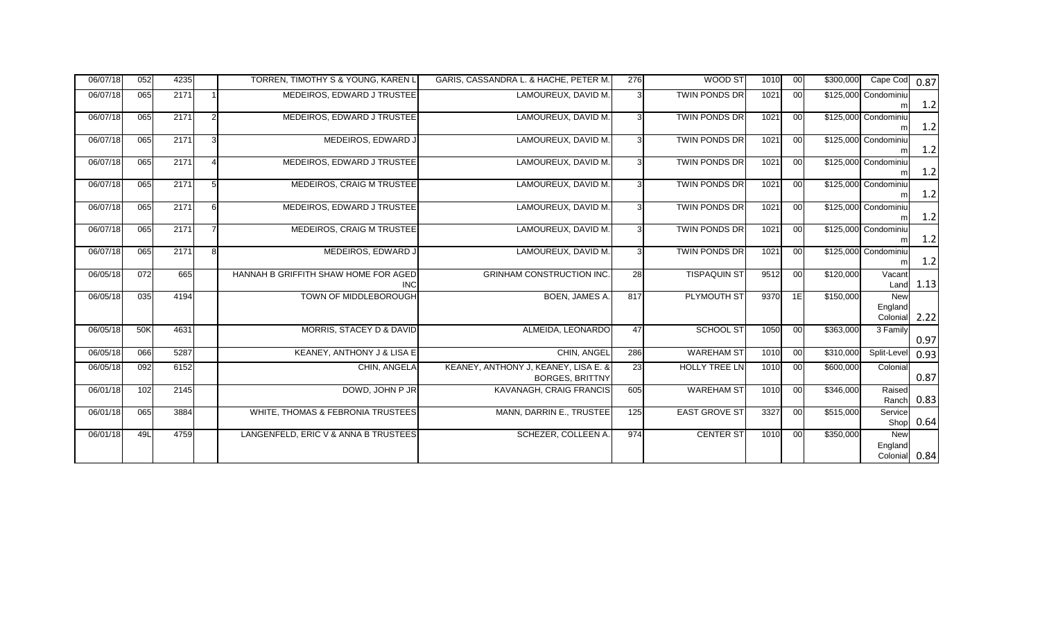| | | | | | | | | | | | | |
|---|---|---|---|---|---|---|---|---|---|---|---|---|
| 06/07/18 | 052 | 4235 | | TORREN, TIMOTHY S & YOUNG, KAREN L | GARIS, CASSANDRA L. & HACHE, PETER M. | 276 | WOOD ST | 1010 | 00 | $300,000 | Cape Cod | 0.87 |
| 06/07/18 | 065 | 2171 | 1 | MEDEIROS, EDWARD J TRUSTEE | LAMOUREUX, DAVID M. | 3 | TWIN PONDS DR | 1021 | 00 | $125,000 | Condominium | 1.2 |
| 06/07/18 | 065 | 2171 | 2 | MEDEIROS, EDWARD J TRUSTEE | LAMOUREUX, DAVID M. | 3 | TWIN PONDS DR | 1021 | 00 | $125,000 | Condominium | 1.2 |
| 06/07/18 | 065 | 2171 | 3 | MEDEIROS, EDWARD J | LAMOUREUX, DAVID M. | 3 | TWIN PONDS DR | 1021 | 00 | $125,000 | Condominium | 1.2 |
| 06/07/18 | 065 | 2171 | 4 | MEDEIROS, EDWARD J TRUSTEE | LAMOUREUX, DAVID M. | 3 | TWIN PONDS DR | 1021 | 00 | $125,000 | Condominium | 1.2 |
| 06/07/18 | 065 | 2171 | 5 | MEDEIROS, CRAIG M TRUSTEE | LAMOUREUX, DAVID M. | 3 | TWIN PONDS DR | 1021 | 00 | $125,000 | Condominium | 1.2 |
| 06/07/18 | 065 | 2171 | 6 | MEDEIROS, EDWARD J TRUSTEE | LAMOUREUX, DAVID M. | 3 | TWIN PONDS DR | 1021 | 00 | $125,000 | Condominium | 1.2 |
| 06/07/18 | 065 | 2171 | 7 | MEDEIROS, CRAIG M TRUSTEE | LAMOUREUX, DAVID M. | 3 | TWIN PONDS DR | 1021 | 00 | $125,000 | Condominium | 1.2 |
| 06/07/18 | 065 | 2171 | 8 | MEDEIROS, EDWARD J | LAMOUREUX, DAVID M. | 3 | TWIN PONDS DR | 1021 | 00 | $125,000 | Condominium | 1.2 |
| 06/05/18 | 072 | 665 | | HANNAH B GRIFFITH SHAW HOME FOR AGED INC | GRINHAM CONSTRUCTION INC. | 28 | TISPAQUIN ST | 9512 | 00 | $120,000 | Vacant Land | 1.13 |
| 06/05/18 | 035 | 4194 | | TOWN OF MIDDLEBOROUGH | BOEN, JAMES A. | 817 | PLYMOUTH ST | 9370 | 1E | $150,000 | New England Colonial | 2.22 |
| 06/05/18 | 50K | 4631 | | MORRIS, STACEY D & DAVID | ALMEIDA, LEONARDO | 47 | SCHOOL ST | 1050 | 00 | $363,000 | 3 Family | 0.97 |
| 06/05/18 | 066 | 5287 | | KEANEY, ANTHONY J & LISA E | CHIN, ANGEL | 286 | WAREHAM ST | 1010 | 00 | $310,000 | Split-Level | 0.93 |
| 06/05/18 | 092 | 6152 | | CHIN, ANGELA | KEANEY, ANTHONY J, KEANEY, LISA E. & BORGES, BRITTNY | 23 | HOLLY TREE LN | 1010 | 00 | $600,000 | Colonial | 0.87 |
| 06/01/18 | 102 | 2145 | | DOWD, JOHN P JR | KAVANAGH, CRAIG FRANCIS | 605 | WAREHAM ST | 1010 | 00 | $346,000 | Raised Ranch | 0.83 |
| 06/01/18 | 065 | 3884 | | WHITE, THOMAS & FEBRONIA TRUSTEES | MANN, DARRIN E., TRUSTEE | 125 | EAST GROVE ST | 3327 | 00 | $515,000 | Service Shop | 0.64 |
| 06/01/18 | 49L | 4759 | | LANGENFELD, ERIC V & ANNA B TRUSTEES | SCHEZER, COLLEEN A. | 974 | CENTER ST | 1010 | 00 | $350,000 | New England Colonial | 0.84 |